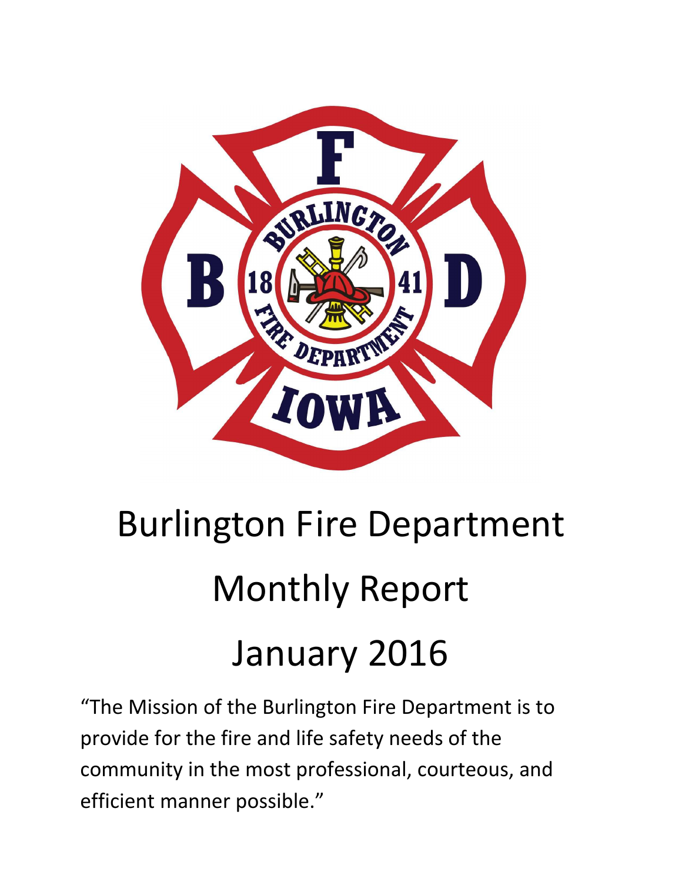# Burlington Fire Department

# Monthly Report

# January 2016

"The Mission of the Burlington Fire Department is to provide for the fire and life safety needs of the community in the most professional, courteous, and efficient manner possible."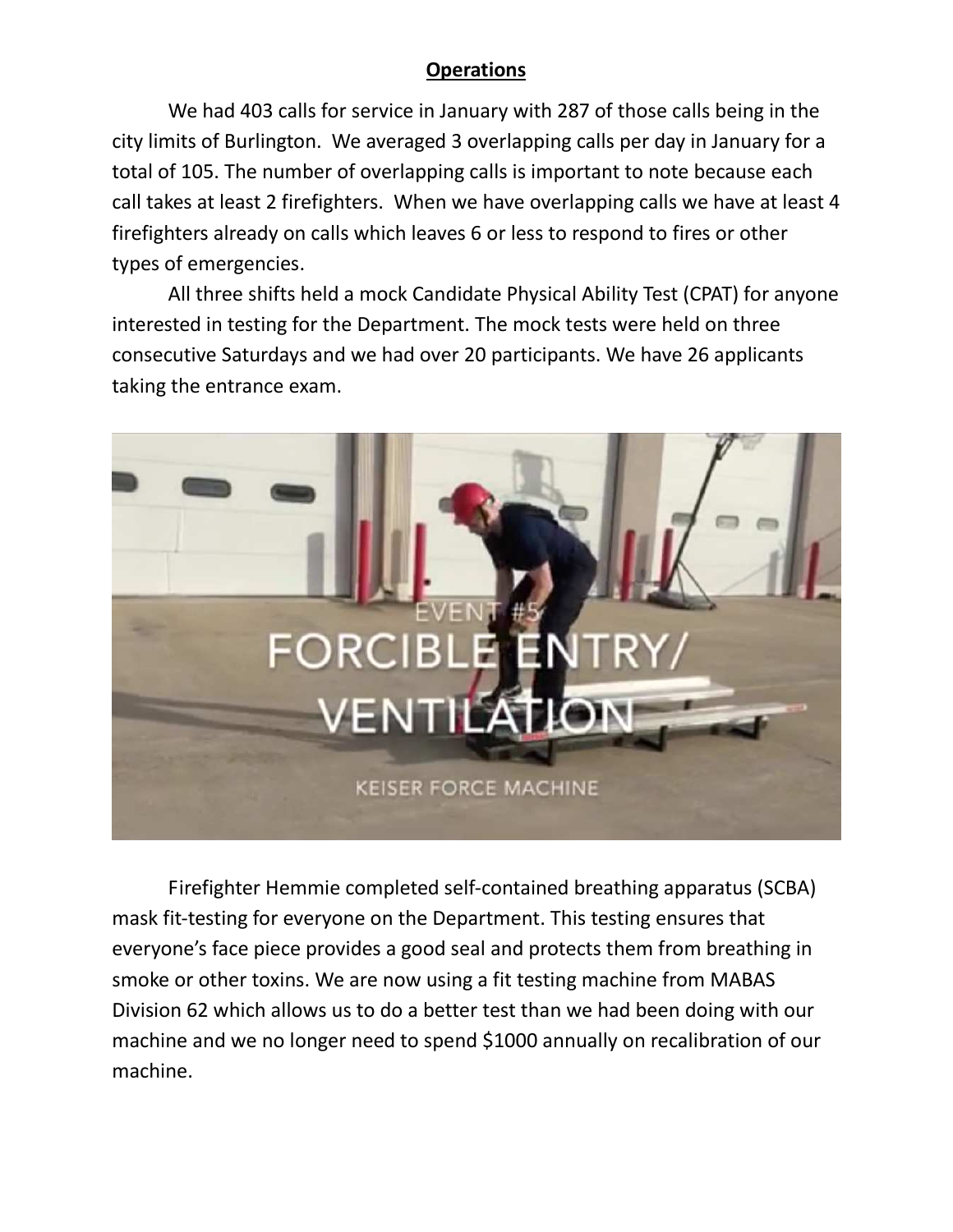## Operations

We had 403 calls for service in January with 287 of those calls being in the city limits of Burlington. We averaged 3 overlapping calls per day in January for a total of 105. The number of overlapping calls is important to note because each call takes at least 2 firefighters. When we have overlapping calls we have at least 4 firefighters already on calls which leaves 6 or less to respond to fires or other types of emergencies.

All three shifts held a mock Candidate Physical Ability Test (CPAT) for anyone interested in testing for the Department. The mock tests were held on three consecutive Saturdays and we had over 20 participants. We have 26 applicants taking the entrance exam.

Firefighter Hemmie completed self-contained breathing apparatus (SCBA) mask fit-testing for everyone on the Department. This testing ensures that everyone's face piece provides a good seal and protects them from breathing in smoke or other toxins. We are now using a fit testing machine from MABAS Division 62 which allows us to do a better test than we had been doing with our machine and we no longer need to spend $1000 annually on recalibration of our machine.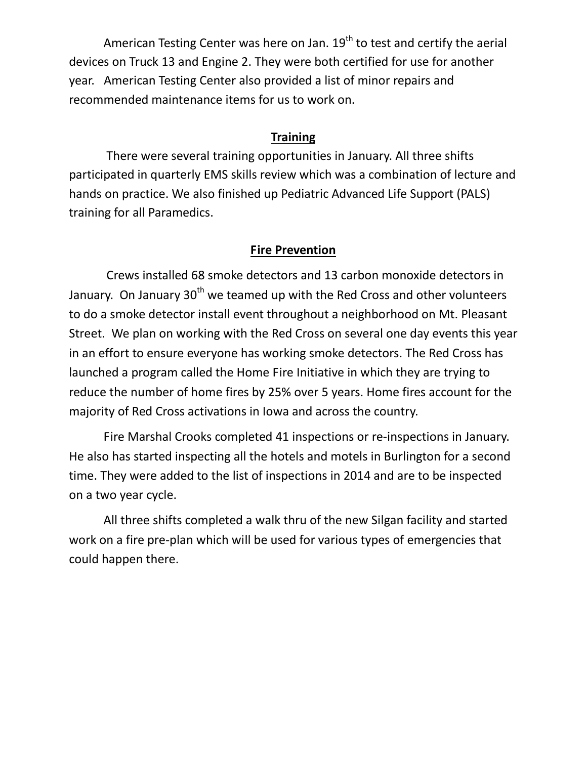American Testing Center was here on Jan. 19th to test and certify the aerial devices on Truck 13 and Engine 2. They were both certified for use for another year. American Testing Center also provided a list of minor repairs and recommended maintenance items for us to work on.

## Training

There were several training opportunities in January. All three shifts participated in quarterly EMS skills review which was a combination of lecture and hands on practice. We also finished up Pediatric Advanced Life Support (PALS) training for all Paramedics.

## Fire Prevention

Crews installed 68 smoke detectors and 13 carbon monoxide detectors in January. On January 30th we teamed up with the Red Cross and other volunteers to do a smoke detector install event throughout a neighborhood on Mt. Pleasant Street. We plan on working with the Red Cross on several one day events this year in an effort to ensure everyone has working smoke detectors. The Red Cross has launched a program called the Home Fire Initiative in which they are trying to reduce the number of home fires by 25% over 5 years. Home fires account for the majority of Red Cross activations in Iowa and across the country.

Fire Marshal Crooks completed 41 inspections or re-inspections in January. He also has started inspecting all the hotels and motels in Burlington for a second time. They were added to the list of inspections in 2014 and are to be inspected on a two year cycle.

All three shifts completed a walk thru of the new Silgan facility and started work on a fire pre-plan which will be used for various types of emergencies that could happen there.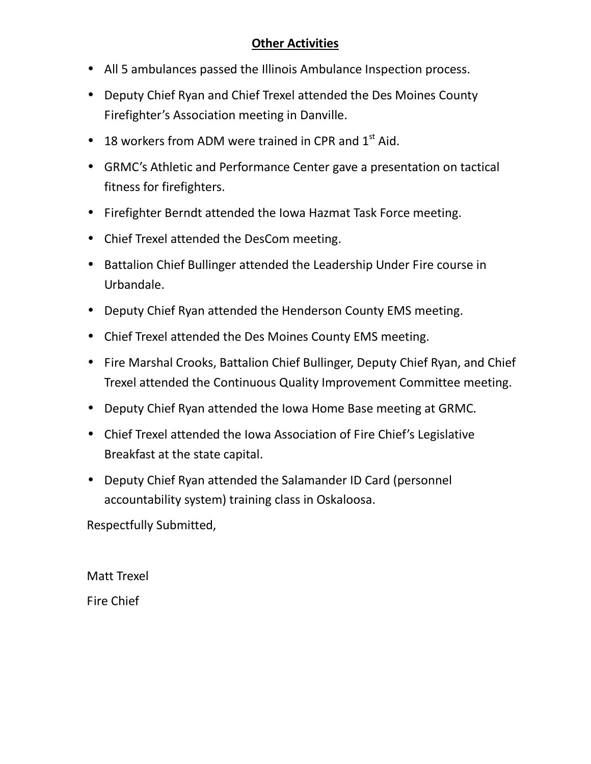## Other Activities

- All 5 ambulances passed the Illinois Ambulance Inspection process.
- Deputy Chief Ryan and Chief Trexel attended the Des Moines County Firefighter's Association meeting in Danville.
- 18 workers from ADM were trained in CPR and 1st Aid.
- GRMC's Athletic and Performance Center gave a presentation on tactical fitness for firefighters.
- Firefighter Berndt attended the Iowa Hazmat Task Force meeting.
- Chief Trexel attended the DesCom meeting.
- Battalion Chief Bullinger attended the Leadership Under Fire course in Urbandale.
- Deputy Chief Ryan attended the Henderson County EMS meeting.
- Chief Trexel attended the Des Moines County EMS meeting.
- Fire Marshal Crooks, Battalion Chief Bullinger, Deputy Chief Ryan, and Chief Trexel attended the Continuous Quality Improvement Committee meeting.
- Deputy Chief Ryan attended the Iowa Home Base meeting at GRMC.
- Chief Trexel attended the Iowa Association of Fire Chief's Legislative Breakfast at the state capital.
- Deputy Chief Ryan attended the Salamander ID Card (personnel accountability system) training class in Oskaloosa.

Respectfully Submitted,

Matt Trexel

Fire Chief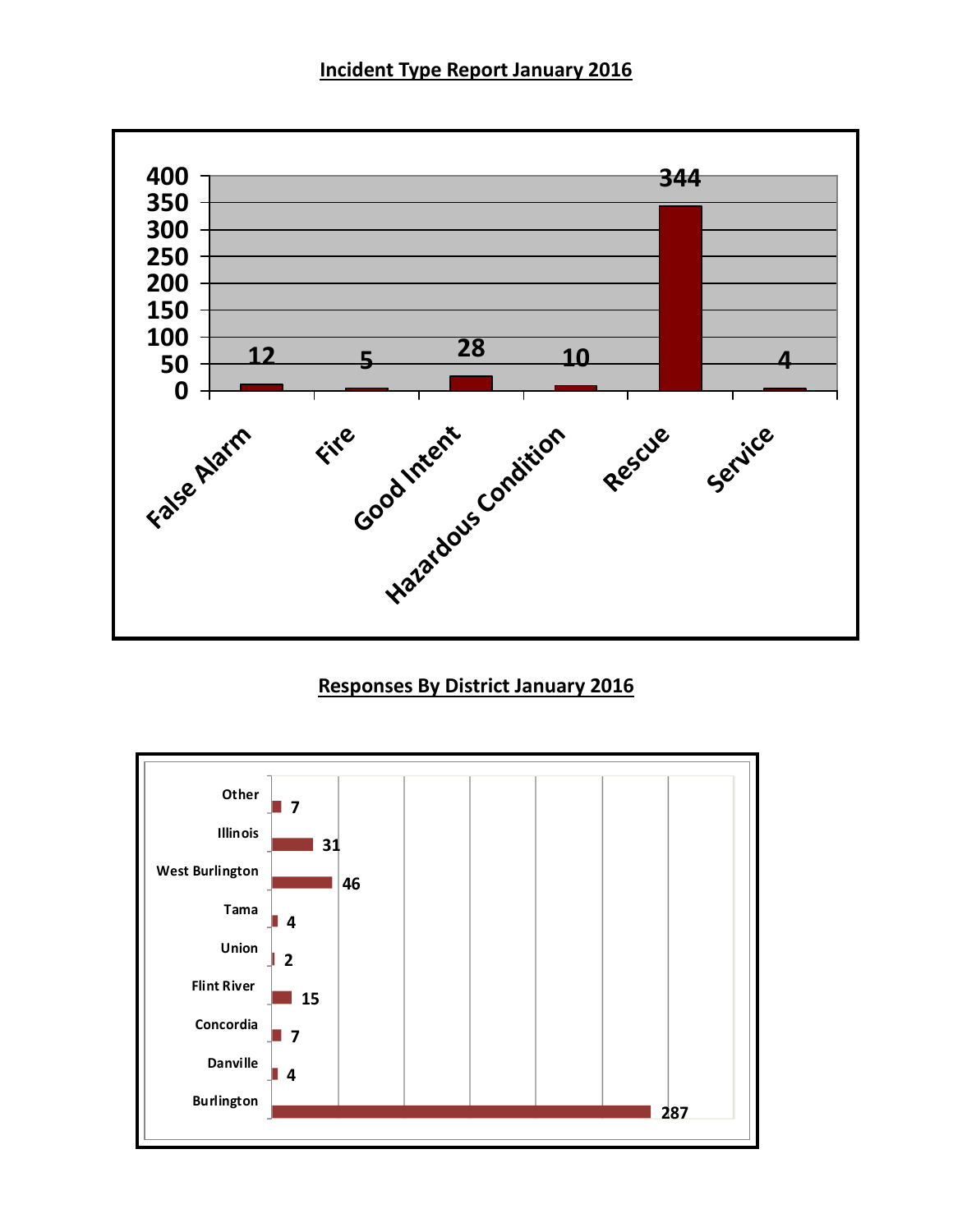## Incident Type Report January 2016

| Incident Type | Count |
|---|---|
| False Alarm | 12 |
| Fire | 5 |
| Good Intent | 28 |
| Hazardous Condition | 10 |
| Rescue | 344 |
| Service | 4 |

## Responses By District January 2016

| District | Responses |
|---|---|
| Other | 7 |
| Illinois | 31 |
| West Burlington | 46 |
| Tama | 4 |
| Union | 2 |
| Flint River | 15 |
| Concordia | 7 |
| Danville | 4 |
| Burlington | 287 |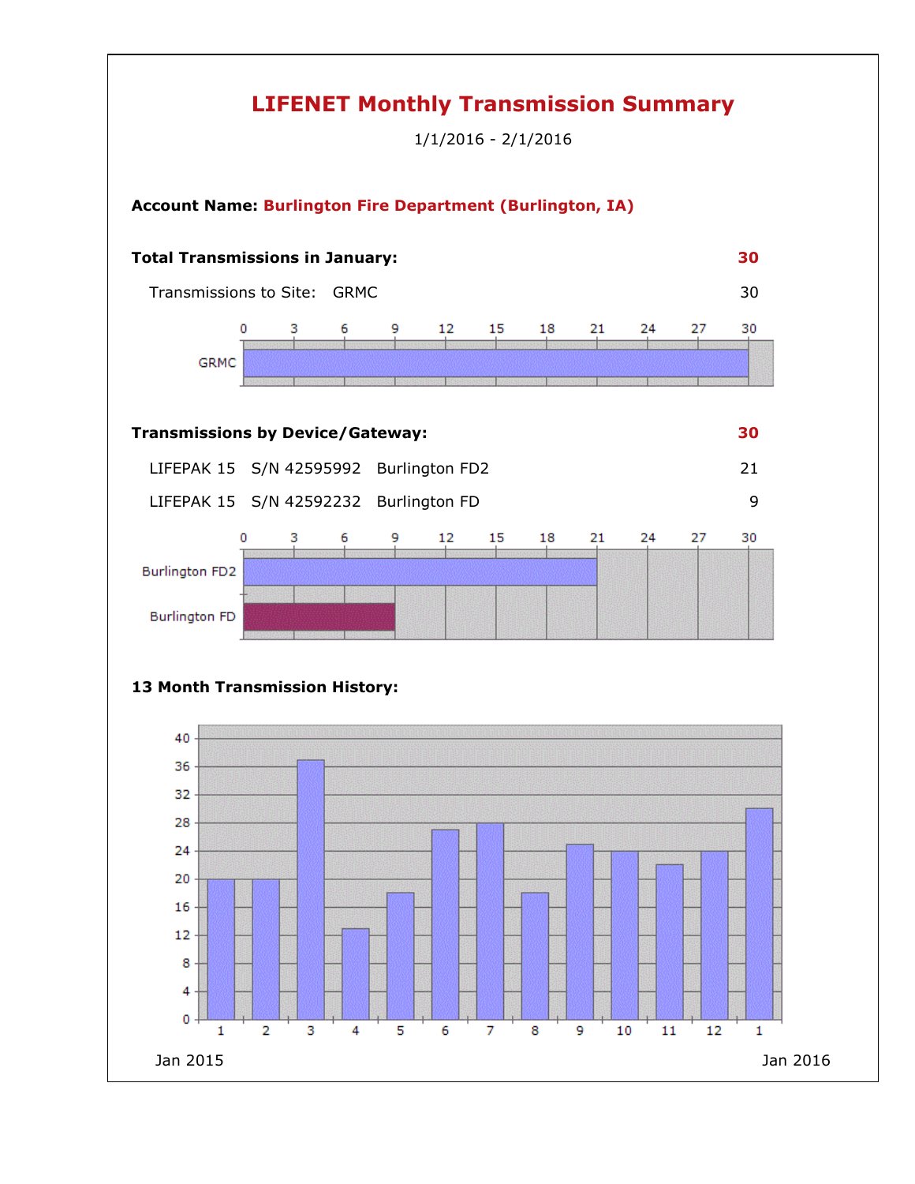# LIFENET Monthly Transmission Summary

1/1/2016 - 2/1/2016

**Account Name: Burlington Fire Department (Burlington, IA)**

**Total Transmissions in January:** **30**

Transmissions to Site: GRMC 30

**Transmissions by Device/Gateway:** **30**

| Device | S/N | Name | Transmissions |
|---|---|---|---|
| LIFEPAK 15 | S/N 42595992 | Burlington FD2 | 21 |
| LIFEPAK 15 | S/N 42592232 | Burlington FD | 9 |

**13 Month Transmission History:**

Jan 2015 — Jan 2016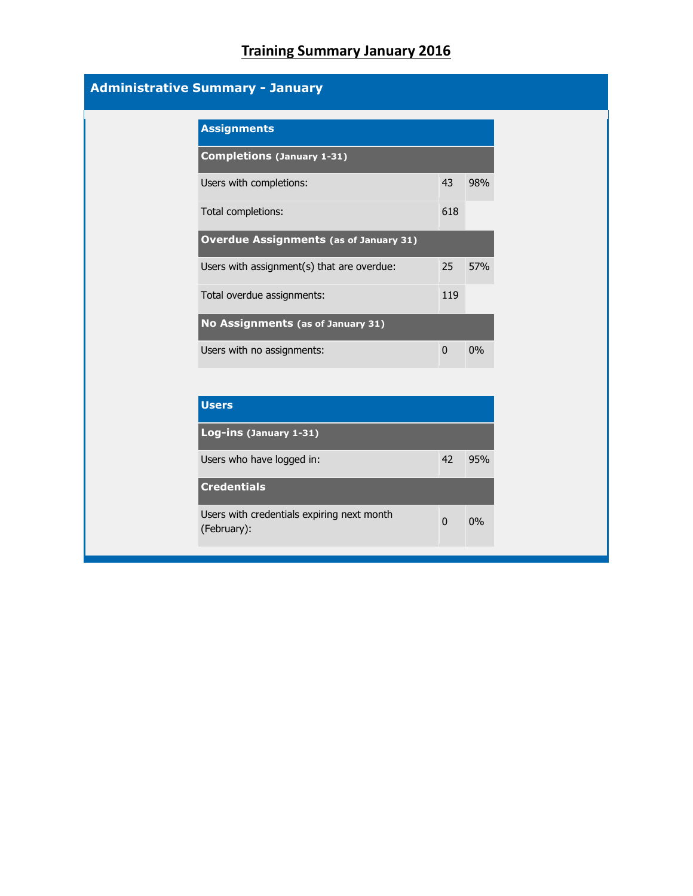# Training Summary January 2016

## Administrative Summary - January

| Assignments | | |
|---|---|---|
| **Completions** (January 1-31) | | |
| Users with completions: | 43 | 98% |
| Total completions: | 618 | |
| **Overdue Assignments** (as of January 31) | | |
| Users with assignment(s) that are overdue: | 25 | 57% |
| Total overdue assignments: | 119 | |
| **No Assignments** (as of January 31) | | |
| Users with no assignments: | 0 | 0% |

| Users | | |
|---|---|---|
| **Log-ins** (January 1-31) | | |
| Users who have logged in: | 42 | 95% |
| **Credentials** | | |
| Users with credentials expiring next month (February): | 0 | 0% |